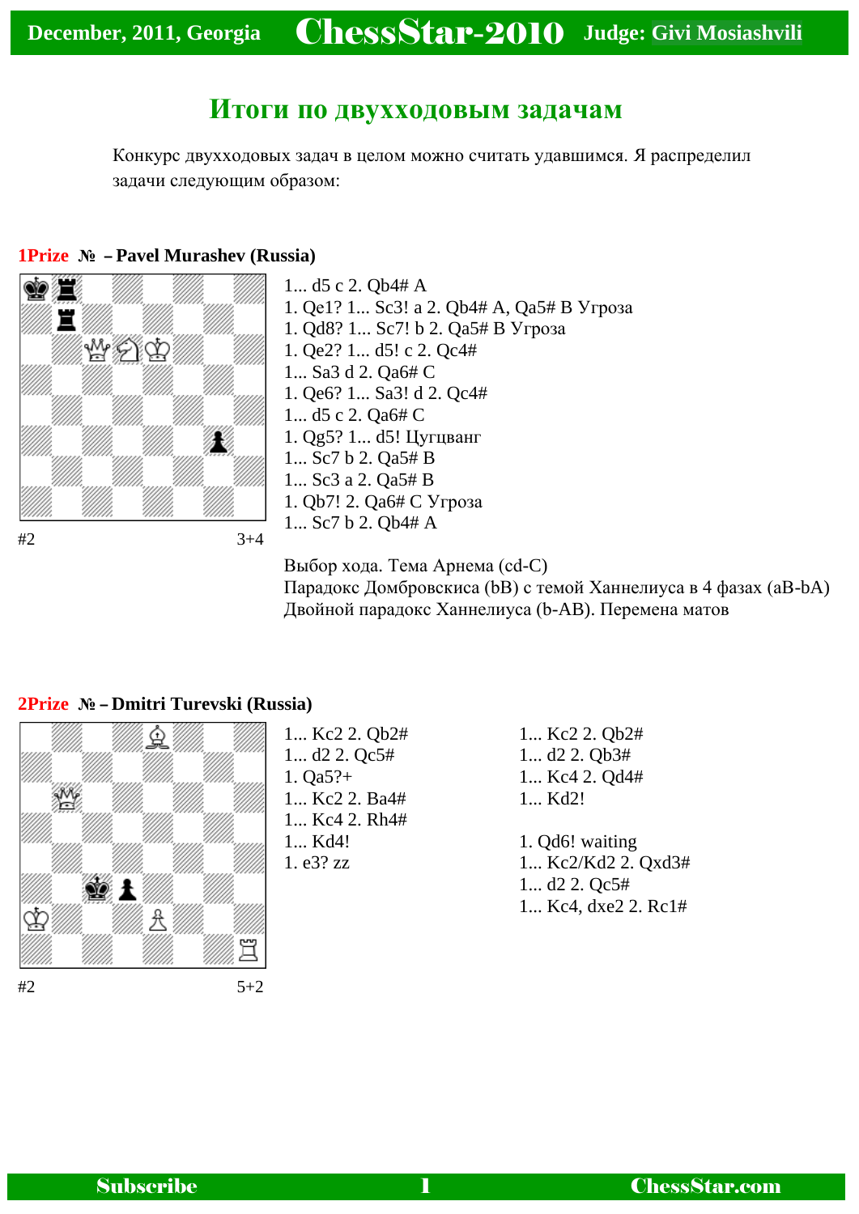December, 2011, Georgia **ChessStar-2010** Judge: Givi Mosiashvili

## Итоги по двухходовым задачам

Конкурс двухходовых задач в целом можно считать удавшимся. Я распределил задачи следующим образом:

### 1Prize № – Pavel Murashev (Russia)

#2 3+4

1... d5 c 2. Qb4# A
1. Qe1? 1... Sc3! a 2. Qb4# A, Qa5# B Угроза
1. Qd8? 1... Sc7! b 2. Qa5# B Угроза
1. Qe2? 1... d5! c 2. Qc4#
1... Sa3 d 2. Qa6# C
1. Qe6? 1... Sa3! d 2. Qc4#
1... d5 c 2. Qa6# C
1. Qg5? 1... d5! Цугцванг
1... Sc7 b 2. Qa5# B
1... Sc3 a 2. Qa5# B
1. Qb7! 2. Qa6# C Угроза
1... Sc7 b 2. Qb4# A

Выбор хода. Тема Арнема (cd-C)
Парадокс Домбровскиса (bB) с темой Ханнелиуса в 4 фазах (aB-bA)
Двойной парадокс Ханнелиуса (b-AB). Перемена матов

### 2Prize № – Dmitri Turevski (Russia)

#2 5+2

1... Kc2 2. Qb2#
1... d2 2. Qc5#
1. Qa5?+
1... Kc2 2. Ba4#
1... Kc4 2. Rh4#
1... Kd4!
1. e3? zz
1... Kc2 2. Qb2#
1... d2 2. Qb3#
1... Kc4 2. Qd4#
1... Kd2!

1. Qd6! waiting
1... Kc2/Kd2 2. Qxd3#
1... d2 2. Qc5#
1... Kc4, dxe2 2. Rc1#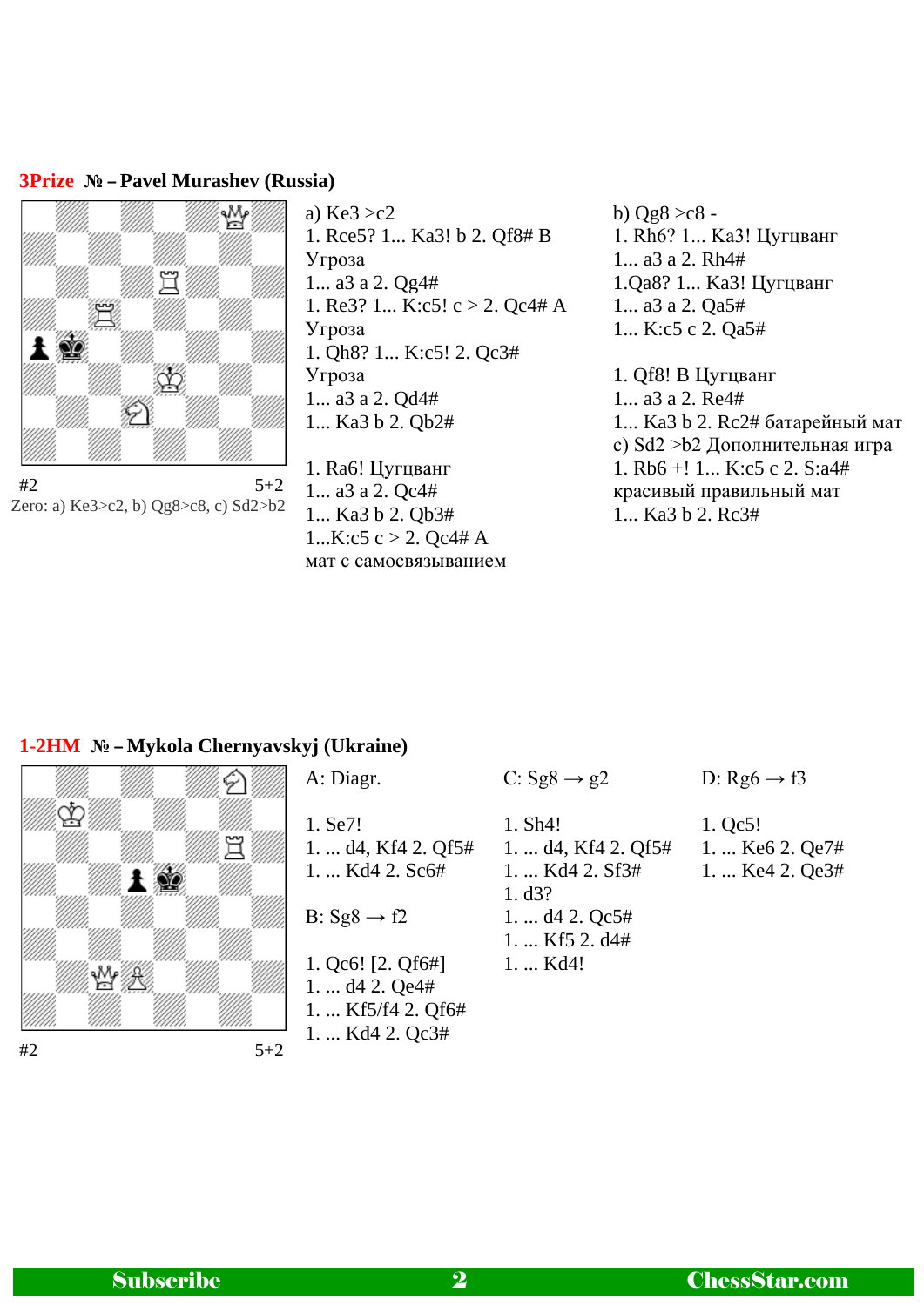## 3Prize № – Pavel Murashev (Russia)

#2 5+2

Zero: a) Ke3>c2, b) Qg8>c8, c) Sd2>b2

a) Ke3 >c2
1. Rce5? 1... Ka3! b 2. Qf8# B
Угроза
1... a3 a 2. Qg4#
1. Re3? 1... K:c5! c > 2. Qc4# A
Угроза
1. Qh8? 1... K:c5! 2. Qc3#
Угроза
1... a3 a 2. Qd4#
1... Ka3 b 2. Qb2#

1. Ra6! Цугцванг
1... a3 a 2. Qc4#
1... Ka3 b 2. Qb3#
1...K:c5 c > 2. Qc4# A
мат с самосвязыванием

b) Qg8 >c8 -
1. Rh6? 1... Ka3! Цугцванг
1... a3 a 2. Rh4#
1.Qa8? 1... Ka3! Цугцванг
1... a3 a 2. Qa5#
1... K:c5 c 2. Qa5#

1. Qf8! B Цугцванг
1... a3 a 2. Re4#
1... Ka3 b 2. Rc2# батарейный мат
c) Sd2 >b2 Дополнительная игра
1. Rb6 +! 1... K:c5 c 2. S:a4#
красивый правильный мат
1... Ka3 b 2. Rc3#

## 1-2HM № – Mykola Chernyavskyj (Ukraine)

#2 5+2

A: Diagr.

1. Se7!
1. ... d4, Kf4 2. Qf5#
1. ... Kd4 2. Sc6#

B: Sg8 → f2

1. Qc6! [2. Qf6#]
1. ... d4 2. Qe4#
1. ... Kf5/f4 2. Qf6#
1. ... Kd4 2. Qc3#

C: Sg8 → g2

1. Sh4!
1. ... d4, Kf4 2. Qf5#
1. ... Kd4 2. Sf3#
1. d3?
1. ... d4 2. Qc5#
1. ... Kf5 2. d4#
1. ... Kd4!

D: Rg6 → f3

1. Qc5!
1. ... Ke6 2. Qe7#
1. ... Ke4 2. Qe3#

Subscribe ChessStar.com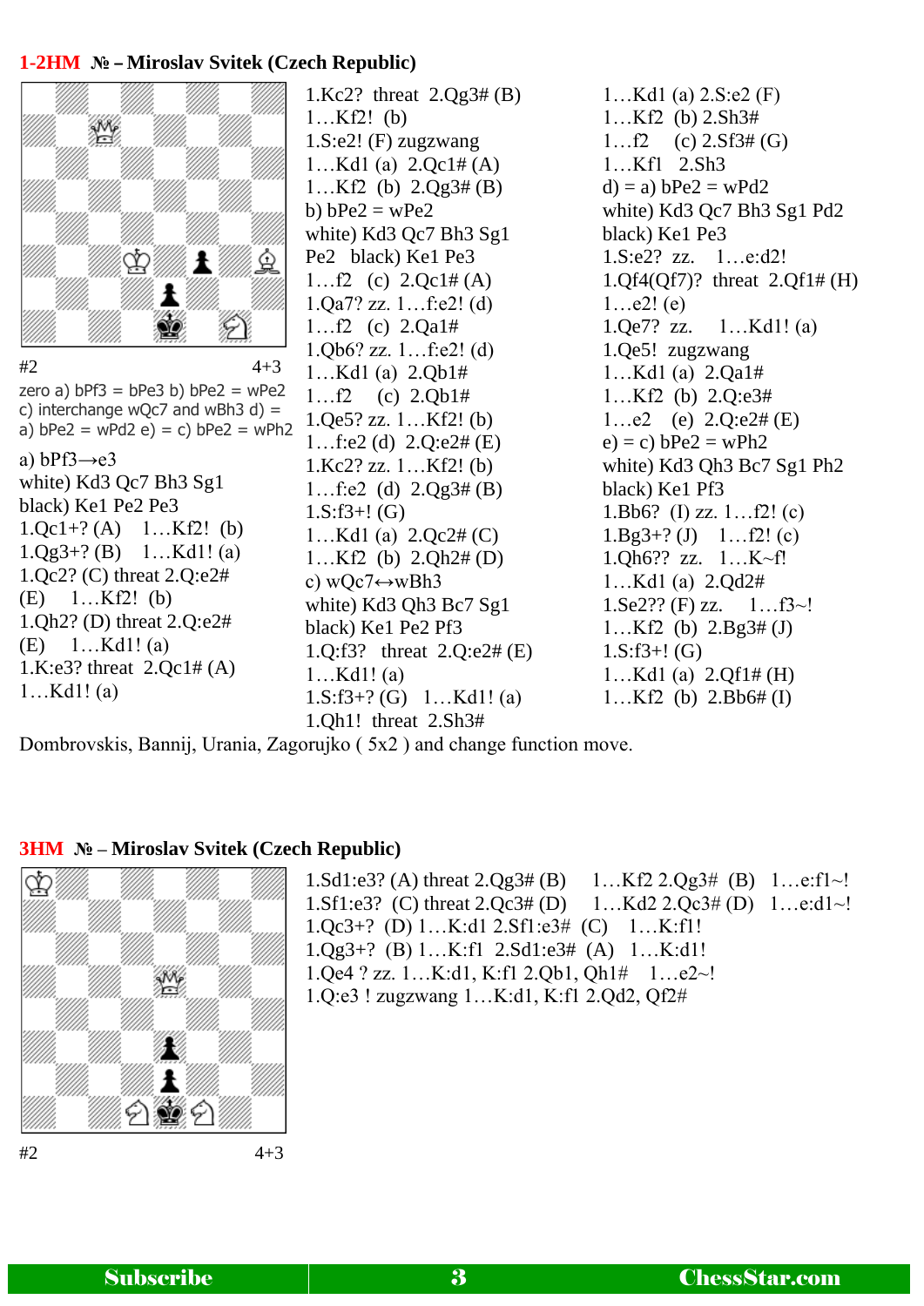## 1-2HM № – Miroslav Svitek (Czech Republic)

#2 4+3

zero a) bPf3 = bPe3 b) bPe2 = wPe2 c) interchange wQc7 and wBh3 d) = a) bPe2 = wPd2 e) = c) bPe2 = wPh2

1.Kc2? threat 2.Qg3# (B)
1…Kf2! (b)
1.S:e2! (F) zugzwang
1…Kd1 (a) 2.Qc1# (A)
1…Kf2 (b) 2.Qg3# (B)

a) bPf3→e3
white) Kd3 Qc7 Bh3 Sg1
black) Ke1 Pe2 Pe3
1.Qc1+? (A) 1…Kf2! (b)
1.Qg3+? (B) 1…Kd1! (a)
1.Qc2? (C) threat 2.Q:e2# (E) 1…Kf2! (b)
1.Qh2? (D) threat 2.Q:e2# (E) 1…Kd1! (a)
1.K:e3? threat 2.Qc1# (A)
1…Kd1! (a)

b) bPe2 = wPe2
white) Kd3 Qc7 Bh3 Sg1 Pe2 black) Ke1 Pe3
1…f2 (c) 2.Qc1# (A)
1.Qa7? zz. 1…f:e2! (d)
1…f2 (c) 2.Qa1#
1.Qb6? zz. 1…f:e2! (d)
1…Kd1 (a) 2.Qb1#
1…f2 (c) 2.Qb1#
1.Qe5? zz. 1…Kf2! (b)
1…f:e2 (d) 2.Q:e2# (E)
1.Kc2? zz. 1…Kf2! (b)
1…f:e2 (d) 2.Qg3# (B)
1.S:f3+! (G)
1…Kd1 (a) 2.Qc2# (C)
1…Kf2 (b) 2.Qh2# (D)

c) wQc7↔wBh3
white) Kd3 Qh3 Bc7 Sg1
black) Ke1 Pe2 Pf3
1.Q:f3? threat 2.Q:e2# (E)
1…Kd1! (a)
1.S:f3+? (G) 1…Kd1! (a)
1.Qh1! threat 2.Sh3#
1…Kd1 (a) 2.S:e2 (F)
1…Kf2 (b) 2.Sh3#
1…f2 (c) 2.Sf3# (G)
1…Kf1 2.Sh3

d) = a) bPe2 = wPd2
white) Kd3 Qc7 Bh3 Sg1 Pd2
black) Ke1 Pe3
1.S:e2? zz. 1…e:d2!
1.Qf4(Qf7)? threat 2.Qf1# (H)
1…e2! (e)
1.Qe7? zz. 1…Kd1! (a)
1.Qe5! zugzwang
1…Kd1 (a) 2.Qa1#
1…Kf2 (b) 2.Q:e3#
1…e2 (e) 2.Q:e2# (E)

e) = c) bPe2 = wPh2
white) Kd3 Qh3 Bc7 Sg1 Ph2
black) Ke1 Pf3
1.Bb6? (I) zz. 1…f2! (c)
1.Bg3+? (J) 1…f2! (c)
1.Qh6?? zz. 1…K~f!
1…Kd1 (a) 2.Qd2#
1.Se2?? (F) zz. 1…f3~!
1…Kf2 (b) 2.Bg3# (J)
1.S:f3+! (G)
1…Kd1 (a) 2.Qf1# (H)
1…Kf2 (b) 2.Bb6# (I)

Dombrovskis, Bannij, Urania, Zagorujko ( 5x2 ) and change function move.

## 3HM № – Miroslav Svitek (Czech Republic)

#2 4+3

1.Sd1:e3? (A) threat 2.Qg3# (B) 1…Kf2 2.Qg3# (B) 1…e:f1~!
1.Sf1:e3? (C) threat 2.Qc3# (D) 1…Kd2 2.Qc3# (D) 1…e:d1~!
1.Qc3+? (D) 1…K:d1 2.Sf1:e3# (C) 1…K:f1!
1.Qg3+? (B) 1…K:f1 2.Sd1:e3# (A) 1…K:d1!
1.Qe4 ? zz. 1…K:d1, K:f1 2.Qb1, Qh1# 1…e2~!
1.Q:e3 ! zugzwang 1…K:d1, K:f1 2.Qd2, Qf2#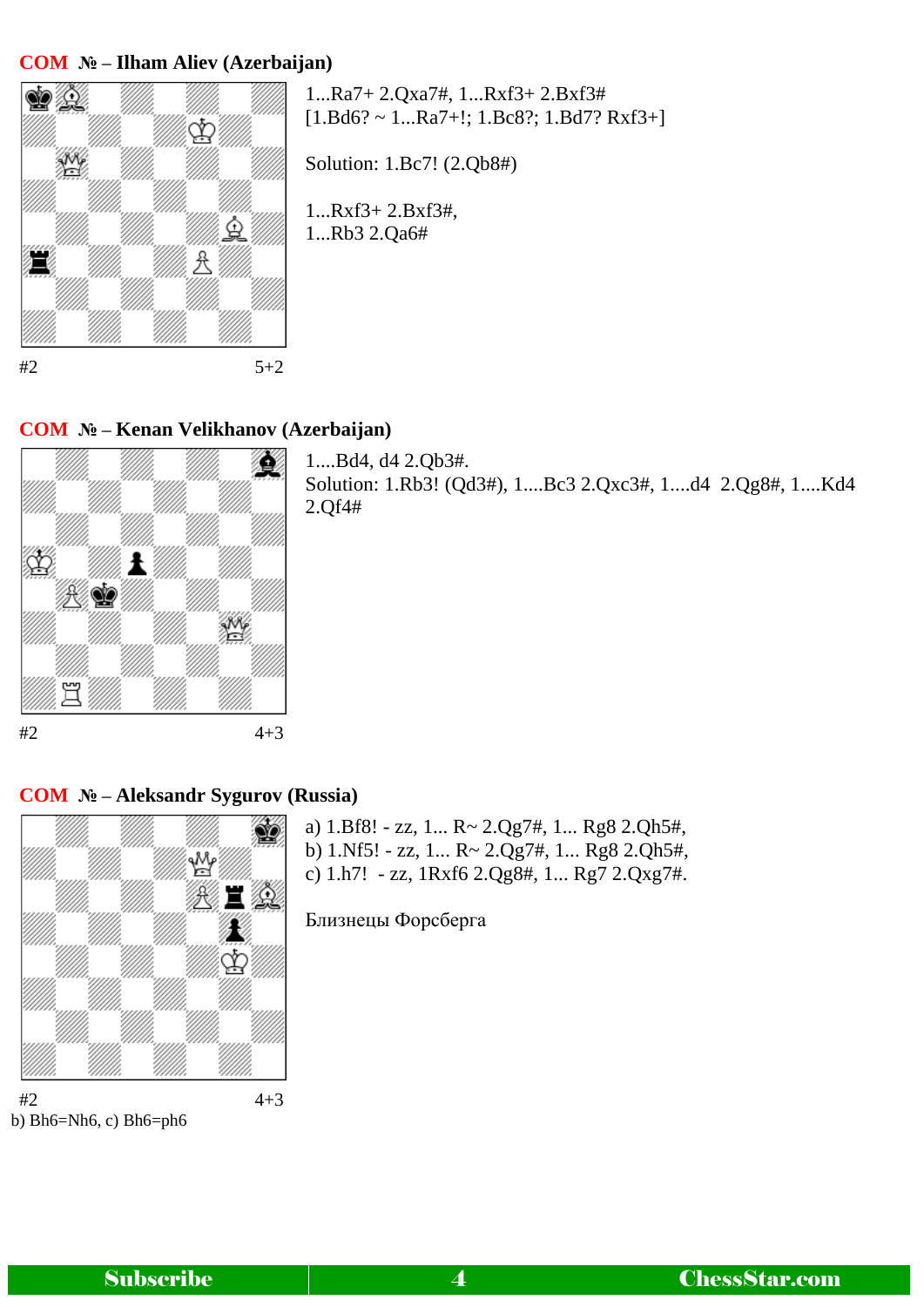## COM № – Ilham Aliev (Azerbaijan)

#2 5+2

1...Ra7+ 2.Qxa7#, 1...Rxf3+ 2.Bxf3#
[1.Bd6? ~ 1...Ra7+!; 1.Bc8?; 1.Bd7? Rxf3+]

Solution: 1.Bc7! (2.Qb8#)

1...Rxf3+ 2.Bxf3#,
1...Rb3 2.Qa6#

## COM № – Kenan Velikhanov (Azerbaijan)

#2 4+3

1....Bd4, d4 2.Qb3#.
Solution: 1.Rb3! (Qd3#), 1....Bc3 2.Qxc3#, 1....d4 2.Qg8#, 1....Kd4 2.Qf4#

## COM № – Aleksandr Sygurov (Russia)

#2 4+3
b) Bh6=Nh6, c) Bh6=ph6

a) 1.Bf8! - zz, 1... R~ 2.Qg7#, 1... Rg8 2.Qh5#,
b) 1.Nf5! - zz, 1... R~ 2.Qg7#, 1... Rg8 2.Qh5#,
c) 1.h7! - zz, 1Rxf6 2.Qg8#, 1... Rg7 2.Qxg7#.

Близнецы Форсберга

Subscribe ChessStar.com